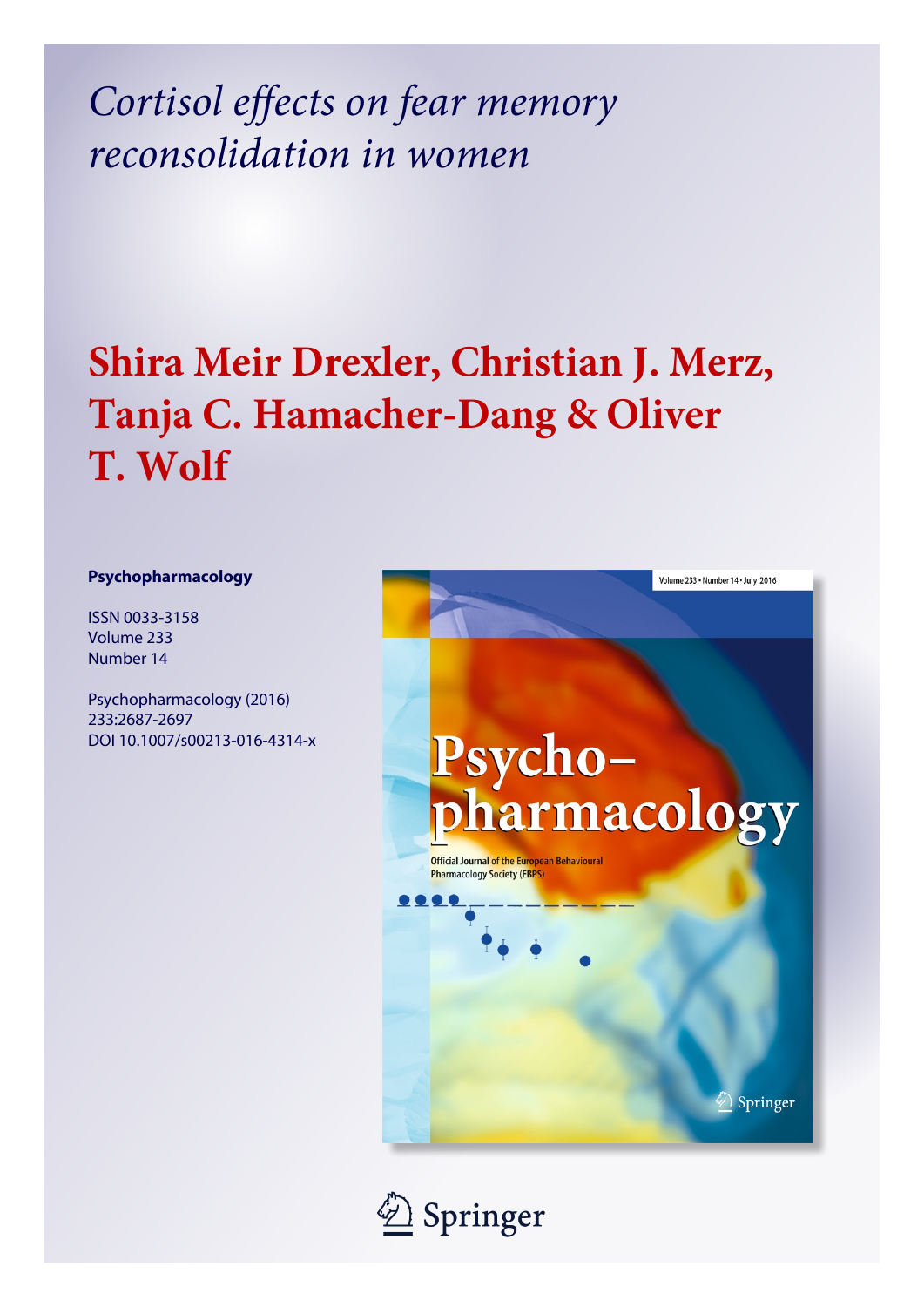# *Cortisol effects on fear memory reconsolidation in women*

## Shira Meir Drexler, Christian J. Merz, Tanja C. Hamacher-Dang & Oliver T. Wolf

**Psychopharmacology**

ISSN 0033-3158
Volume 233
Number 14

Psychopharmacology (2016)
233:2687-2697
DOI 10.1007/s00213-016-4314-x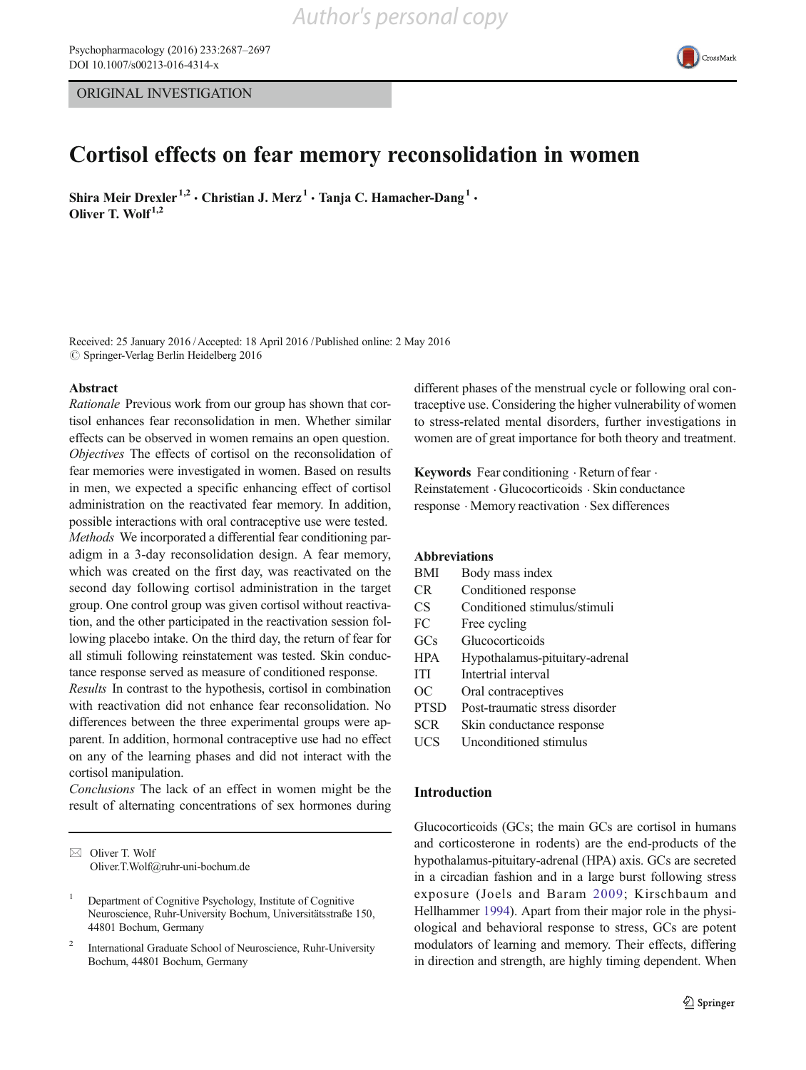Author's personal copy

ORIGINAL INVESTIGATION

# Cortisol effects on fear memory reconsolidation in women

**Shira Meir Drexler**[1,2] · **Christian J. Merz**[1] · **Tanja C. Hamacher-Dang**[1] · **Oliver T. Wolf**[1,2]

Received: 25 January 2016 / Accepted: 18 April 2016 / Published online: 2 May 2016
© Springer-Verlag Berlin Heidelberg 2016

## Abstract

*Rationale* Previous work from our group has shown that cortisol enhances fear reconsolidation in men. Whether similar effects can be observed in women remains an open question.
*Objectives* The effects of cortisol on the reconsolidation of fear memories were investigated in women. Based on results in men, we expected a specific enhancing effect of cortisol administration on the reactivated fear memory. In addition, possible interactions with oral contraceptive use were tested.
*Methods* We incorporated a differential fear conditioning paradigm in a 3-day reconsolidation design. A fear memory, which was created on the first day, was reactivated on the second day following cortisol administration in the target group. One control group was given cortisol without reactivation, and the other participated in the reactivation session following placebo intake. On the third day, the return of fear for all stimuli following reinstatement was tested. Skin conductance response served as measure of conditioned response.
*Results* In contrast to the hypothesis, cortisol in combination with reactivation did not enhance fear reconsolidation. No differences between the three experimental groups were apparent. In addition, hormonal contraceptive use had no effect on any of the learning phases and did not interact with the cortisol manipulation.
*Conclusions* The lack of an effect in women might be the result of alternating concentrations of sex hormones during different phases of the menstrual cycle or following oral contraceptive use. Considering the higher vulnerability of women to stress-related mental disorders, further investigations in women are of great importance for both theory and treatment.

**Keywords** Fear conditioning · Return of fear · Reinstatement · Glucocorticoids · Skin conductance response · Memory reactivation · Sex differences

### Abbreviations

| | |
|---|---|
| BMI | Body mass index |
| CR | Conditioned response |
| CS | Conditioned stimulus/stimuli |
| FC | Free cycling |
| GCs | Glucocorticoids |
| HPA | Hypothalamus-pituitary-adrenal |
| ITI | Intertrial interval |
| OC | Oral contraceptives |
| PTSD | Post-traumatic stress disorder |
| SCR | Skin conductance response |
| UCS | Unconditioned stimulus |

## Introduction

Glucocorticoids (GCs; the main GCs are cortisol in humans and corticosterone in rodents) are the end-products of the hypothalamus-pituitary-adrenal (HPA) axis. GCs are secreted in a circadian fashion and in a large burst following stress exposure (Joels and Baram 2009; Kirschbaum and Hellhammer 1994). Apart from their major role in the physiological and behavioral response to stress, GCs are potent modulators of learning and memory. Their effects, differing in direction and strength, are highly timing dependent. When

✉ Oliver T. Wolf
Oliver.T.Wolf@ruhr-uni-bochum.de

[1] Department of Cognitive Psychology, Institute of Cognitive Neuroscience, Ruhr-University Bochum, Universitätsstraße 150, 44801 Bochum, Germany

[2] International Graduate School of Neuroscience, Ruhr-University Bochum, 44801 Bochum, Germany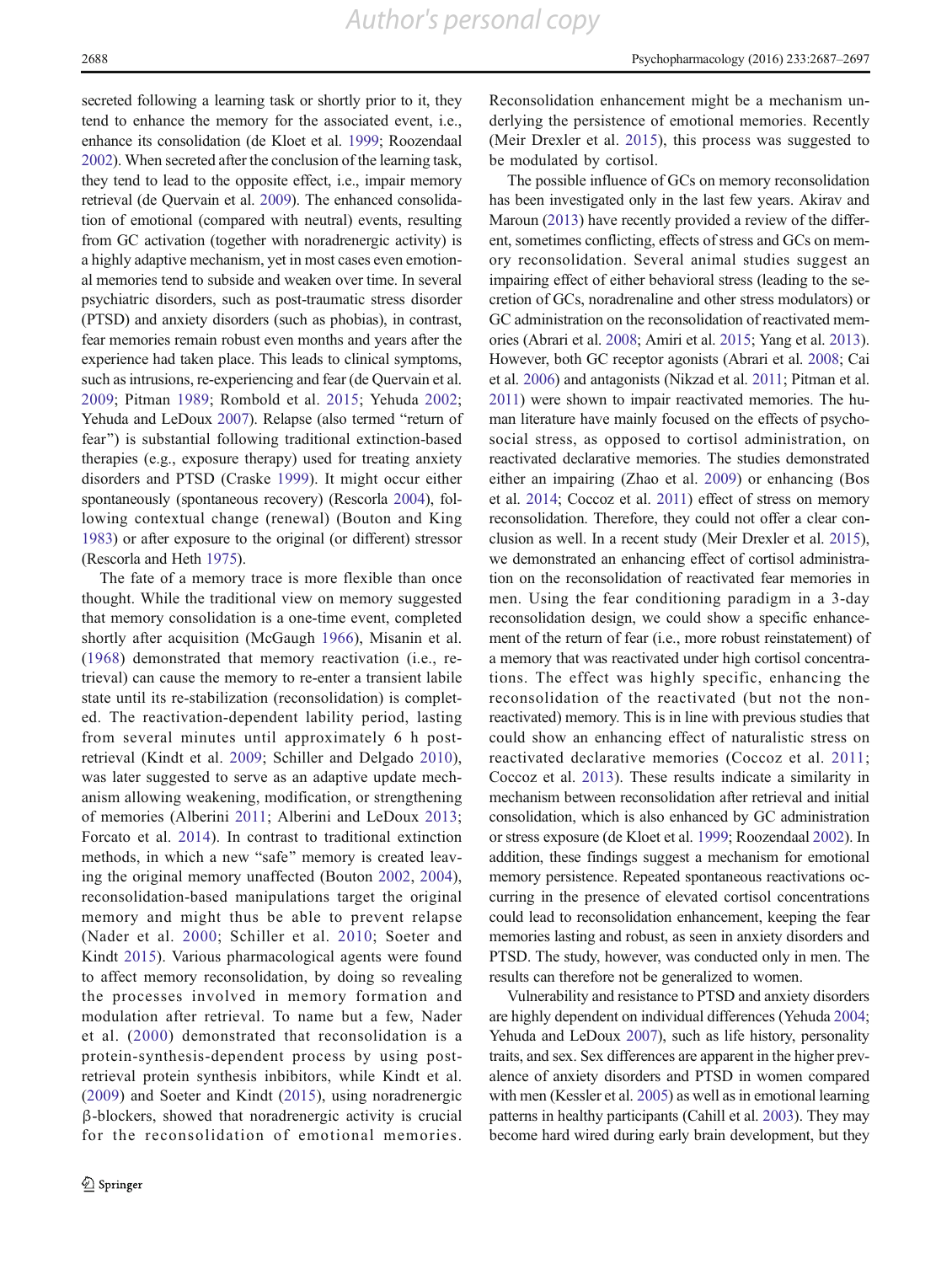secreted following a learning task or shortly prior to it, they tend to enhance the memory for the associated event, i.e., enhance its consolidation (de Kloet et al. 1999; Roozendaal 2002). When secreted after the conclusion of the learning task, they tend to lead to the opposite effect, i.e., impair memory retrieval (de Quervain et al. 2009). The enhanced consolidation of emotional (compared with neutral) events, resulting from GC activation (together with noradrenergic activity) is a highly adaptive mechanism, yet in most cases even emotional memories tend to subside and weaken over time. In several psychiatric disorders, such as post-traumatic stress disorder (PTSD) and anxiety disorders (such as phobias), in contrast, fear memories remain robust even months and years after the experience had taken place. This leads to clinical symptoms, such as intrusions, re-experiencing and fear (de Quervain et al. 2009; Pitman 1989; Rombold et al. 2015; Yehuda 2002; Yehuda and LeDoux 2007). Relapse (also termed "return of fear") is substantial following traditional extinction-based therapies (e.g., exposure therapy) used for treating anxiety disorders and PTSD (Craske 1999). It might occur either spontaneously (spontaneous recovery) (Rescorla 2004), following contextual change (renewal) (Bouton and King 1983) or after exposure to the original (or different) stressor (Rescorla and Heth 1975).

The fate of a memory trace is more flexible than once thought. While the traditional view on memory suggested that memory consolidation is a one-time event, completed shortly after acquisition (McGaugh 1966), Misanin et al. (1968) demonstrated that memory reactivation (i.e., retrieval) can cause the memory to re-enter a transient labile state until its re-stabilization (reconsolidation) is completed. The reactivation-dependent lability period, lasting from several minutes until approximately 6 h post-retrieval (Kindt et al. 2009; Schiller and Delgado 2010), was later suggested to serve as an adaptive update mechanism allowing weakening, modification, or strengthening of memories (Alberini 2011; Alberini and LeDoux 2013; Forcato et al. 2014). In contrast to traditional extinction methods, in which a new "safe" memory is created leaving the original memory unaffected (Bouton 2002, 2004), reconsolidation-based manipulations target the original memory and might thus be able to prevent relapse (Nader et al. 2000; Schiller et al. 2010; Soeter and Kindt 2015). Various pharmacological agents were found to affect memory reconsolidation, by doing so revealing the processes involved in memory formation and modulation after retrieval. To name but a few, Nader et al. (2000) demonstrated that reconsolidation is a protein-synthesis-dependent process by using post-retrieval protein synthesis inhibitors, while Kindt et al. (2009) and Soeter and Kindt (2015), using noradrenergic β-blockers, showed that noradrenergic activity is crucial for the reconsolidation of emotional memories. Reconsolidation enhancement might be a mechanism underlying the persistence of emotional memories. Recently (Meir Drexler et al. 2015), this process was suggested to be modulated by cortisol.

The possible influence of GCs on memory reconsolidation has been investigated only in the last few years. Akirav and Maroun (2013) have recently provided a review of the different, sometimes conflicting, effects of stress and GCs on memory reconsolidation. Several animal studies suggest an impairing effect of either behavioral stress (leading to the secretion of GCs, noradrenaline and other stress modulators) or GC administration on the reconsolidation of reactivated memories (Abrari et al. 2008; Amiri et al. 2015; Yang et al. 2013). However, both GC receptor agonists (Abrari et al. 2008; Cai et al. 2006) and antagonists (Nikzad et al. 2011; Pitman et al. 2011) were shown to impair reactivated memories. The human literature have mainly focused on the effects of psychosocial stress, as opposed to cortisol administration, on reactivated declarative memories. The studies demonstrated either an impairing (Zhao et al. 2009) or enhancing (Bos et al. 2014; Coccoz et al. 2011) effect of stress on memory reconsolidation. Therefore, they could not offer a clear conclusion as well. In a recent study (Meir Drexler et al. 2015), we demonstrated an enhancing effect of cortisol administration on the reconsolidation of reactivated fear memories in men. Using the fear conditioning paradigm in a 3-day reconsolidation design, we could show a specific enhancement of the return of fear (i.e., more robust reinstatement) of a memory that was reactivated under high cortisol concentrations. The effect was highly specific, enhancing the reconsolidation of the reactivated (but not the non-reactivated) memory. This is in line with previous studies that could show an enhancing effect of naturalistic stress on reactivated declarative memories (Coccoz et al. 2011; Coccoz et al. 2013). These results indicate a similarity in mechanism between reconsolidation after retrieval and initial consolidation, which is also enhanced by GC administration or stress exposure (de Kloet et al. 1999; Roozendaal 2002). In addition, these findings suggest a mechanism for emotional memory persistence. Repeated spontaneous reactivations occurring in the presence of elevated cortisol concentrations could lead to reconsolidation enhancement, keeping the fear memories lasting and robust, as seen in anxiety disorders and PTSD. The study, however, was conducted only in men. The results can therefore not be generalized to women.

Vulnerability and resistance to PTSD and anxiety disorders are highly dependent on individual differences (Yehuda 2004; Yehuda and LeDoux 2007), such as life history, personality traits, and sex. Sex differences are apparent in the higher prevalence of anxiety disorders and PTSD in women compared with men (Kessler et al. 2005) as well as in emotional learning patterns in healthy participants (Cahill et al. 2003). They may become hard wired during early brain development, but they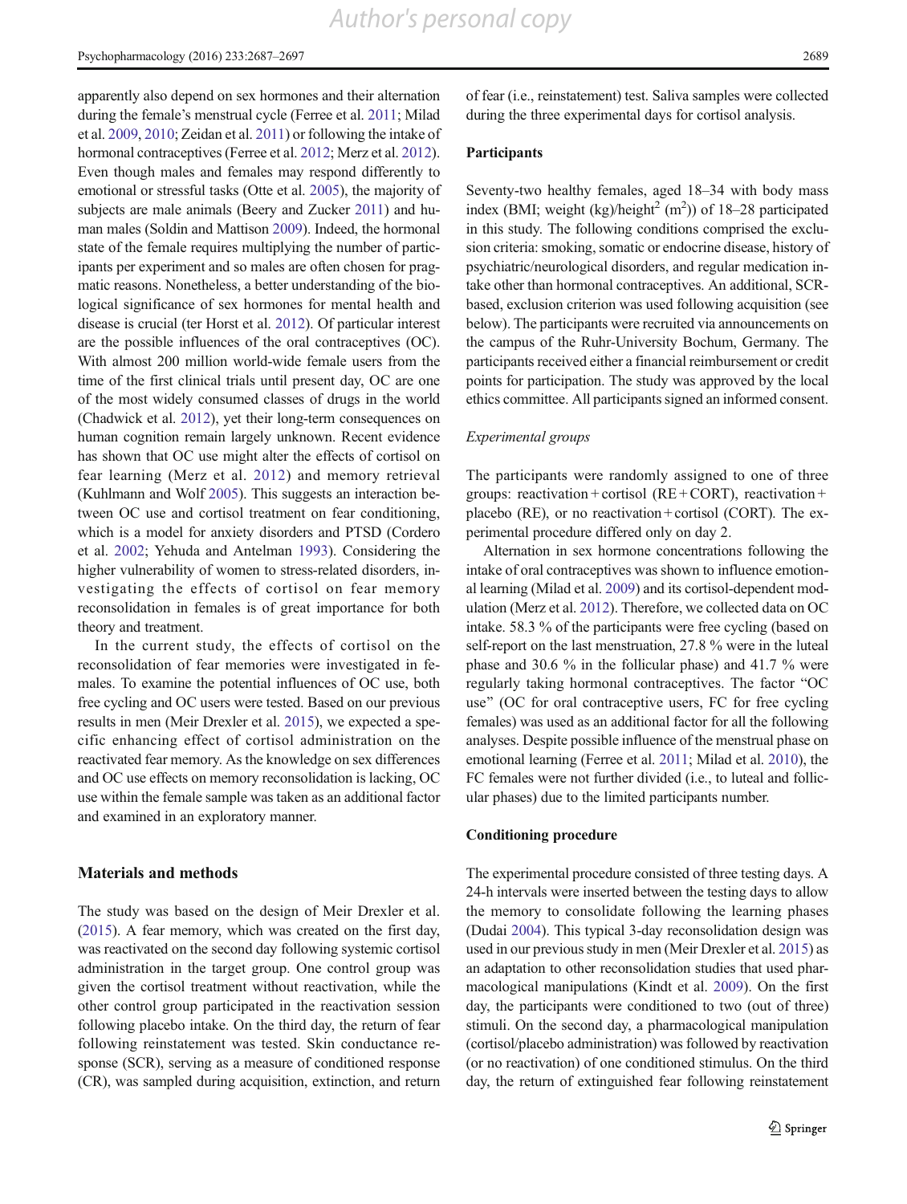apparently also depend on sex hormones and their alternation during the female's menstrual cycle (Ferree et al. 2011; Milad et al. 2009, 2010; Zeidan et al. 2011) or following the intake of hormonal contraceptives (Ferree et al. 2012; Merz et al. 2012). Even though males and females may respond differently to emotional or stressful tasks (Otte et al. 2005), the majority of subjects are male animals (Beery and Zucker 2011) and human males (Soldin and Mattison 2009). Indeed, the hormonal state of the female requires multiplying the number of participants per experiment and so males are often chosen for pragmatic reasons. Nonetheless, a better understanding of the biological significance of sex hormones for mental health and disease is crucial (ter Horst et al. 2012). Of particular interest are the possible influences of the oral contraceptives (OC). With almost 200 million world-wide female users from the time of the first clinical trials until present day, OC are one of the most widely consumed classes of drugs in the world (Chadwick et al. 2012), yet their long-term consequences on human cognition remain largely unknown. Recent evidence has shown that OC use might alter the effects of cortisol on fear learning (Merz et al. 2012) and memory retrieval (Kuhlmann and Wolf 2005). This suggests an interaction between OC use and cortisol treatment on fear conditioning, which is a model for anxiety disorders and PTSD (Cordero et al. 2002; Yehuda and Antelman 1993). Considering the higher vulnerability of women to stress-related disorders, investigating the effects of cortisol on fear memory reconsolidation in females is of great importance for both theory and treatment.

In the current study, the effects of cortisol on the reconsolidation of fear memories were investigated in females. To examine the potential influences of OC use, both free cycling and OC users were tested. Based on our previous results in men (Meir Drexler et al. 2015), we expected a specific enhancing effect of cortisol administration on the reactivated fear memory. As the knowledge on sex differences and OC use effects on memory reconsolidation is lacking, OC use within the female sample was taken as an additional factor and examined in an exploratory manner.

## Materials and methods

The study was based on the design of Meir Drexler et al. (2015). A fear memory, which was created on the first day, was reactivated on the second day following systemic cortisol administration in the target group. One control group was given the cortisol treatment without reactivation, while the other control group participated in the reactivation session following placebo intake. On the third day, the return of fear following reinstatement was tested. Skin conductance response (SCR), serving as a measure of conditioned response (CR), was sampled during acquisition, extinction, and return of fear (i.e., reinstatement) test. Saliva samples were collected during the three experimental days for cortisol analysis.

### Participants

Seventy-two healthy females, aged 18–34 with body mass index (BMI; weight (kg)/height$^2$ (m$^2$)) of 18–28 participated in this study. The following conditions comprised the exclusion criteria: smoking, somatic or endocrine disease, history of psychiatric/neurological disorders, and regular medication intake other than hormonal contraceptives. An additional, SCR-based, exclusion criterion was used following acquisition (see below). The participants were recruited via announcements on the campus of the Ruhr-University Bochum, Germany. The participants received either a financial reimbursement or credit points for participation. The study was approved by the local ethics committee. All participants signed an informed consent.

#### *Experimental groups*

The participants were randomly assigned to one of three groups: reactivation + cortisol (RE + CORT), reactivation + placebo (RE), or no reactivation + cortisol (CORT). The experimental procedure differed only on day 2.

Alternation in sex hormone concentrations following the intake of oral contraceptives was shown to influence emotional learning (Milad et al. 2009) and its cortisol-dependent modulation (Merz et al. 2012). Therefore, we collected data on OC intake. 58.3 % of the participants were free cycling (based on self-report on the last menstruation, 27.8 % were in the luteal phase and 30.6 % in the follicular phase) and 41.7 % were regularly taking hormonal contraceptives. The factor "OC use" (OC for oral contraceptive users, FC for free cycling females) was used as an additional factor for all the following analyses. Despite possible influence of the menstrual phase on emotional learning (Ferree et al. 2011; Milad et al. 2010), the FC females were not further divided (i.e., to luteal and follicular phases) due to the limited participants number.

### Conditioning procedure

The experimental procedure consisted of three testing days. A 24-h intervals were inserted between the testing days to allow the memory to consolidate following the learning phases (Dudai 2004). This typical 3-day reconsolidation design was used in our previous study in men (Meir Drexler et al. 2015) as an adaptation to other reconsolidation studies that used pharmacological manipulations (Kindt et al. 2009). On the first day, the participants were conditioned to two (out of three) stimuli. On the second day, a pharmacological manipulation (cortisol/placebo administration) was followed by reactivation (or no reactivation) of one conditioned stimulus. On the third day, the return of extinguished fear following reinstatement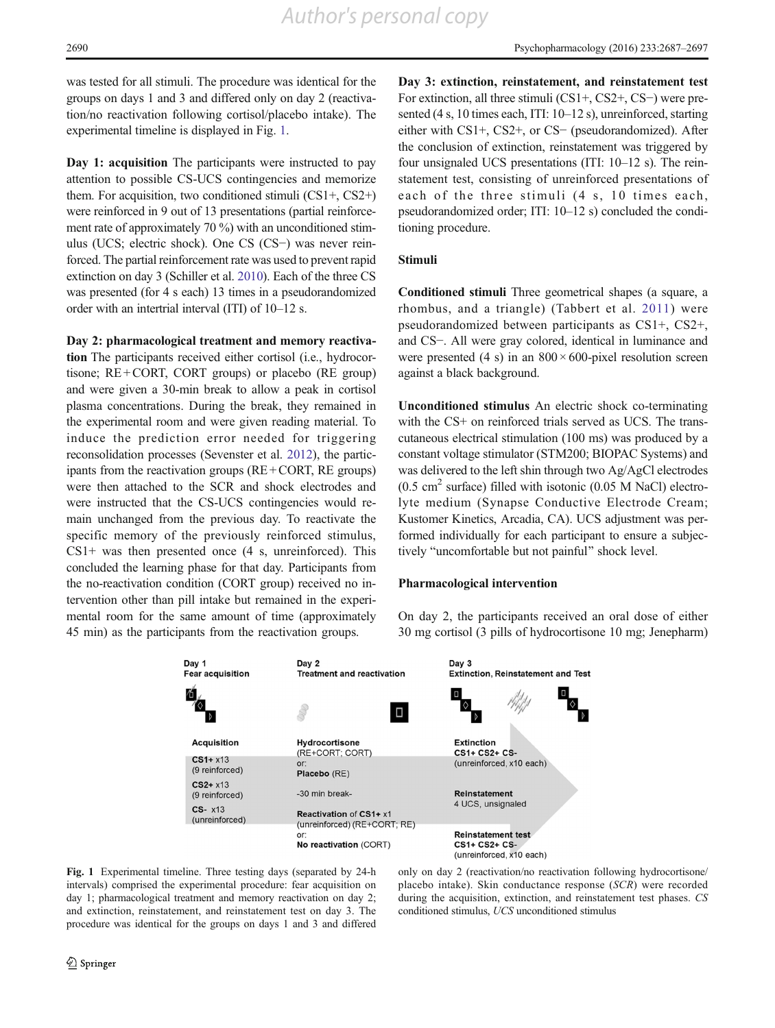was tested for all stimuli. The procedure was identical for the groups on days 1 and 3 and differed only on day 2 (reactivation/no reactivation following cortisol/placebo intake). The experimental timeline is displayed in Fig. 1.

**Day 1: acquisition** The participants were instructed to pay attention to possible CS-UCS contingencies and memorize them. For acquisition, two conditioned stimuli (CS1+, CS2+) were reinforced in 9 out of 13 presentations (partial reinforcement rate of approximately 70 %) with an unconditioned stimulus (UCS; electric shock). One CS (CS−) was never reinforced. The partial reinforcement rate was used to prevent rapid extinction on day 3 (Schiller et al. 2010). Each of the three CS was presented (for 4 s each) 13 times in a pseudorandomized order with an intertrial interval (ITI) of 10–12 s.

**Day 2: pharmacological treatment and memory reactivation** The participants received either cortisol (i.e., hydrocortisone; RE + CORT, CORT groups) or placebo (RE group) and were given a 30-min break to allow a peak in cortisol plasma concentrations. During the break, they remained in the experimental room and were given reading material. To induce the prediction error needed for triggering reconsolidation processes (Sevenster et al. 2012), the participants from the reactivation groups (RE + CORT, RE groups) were then attached to the SCR and shock electrodes and were instructed that the CS-UCS contingencies would remain unchanged from the previous day. To reactivate the specific memory of the previously reinforced stimulus, CS1+ was then presented once (4 s, unreinforced). This concluded the learning phase for that day. Participants from the no-reactivation condition (CORT group) received no intervention other than pill intake but remained in the experimental room for the same amount of time (approximately 45 min) as the participants from the reactivation groups.

**Day 3: extinction, reinstatement, and reinstatement test** For extinction, all three stimuli (CS1+, CS2+, CS−) were presented (4 s, 10 times each, ITI: 10–12 s), unreinforced, starting either with CS1+, CS2+, or CS− (pseudorandomized). After the conclusion of extinction, reinstatement was triggered by four unsignaled UCS presentations (ITI: 10–12 s). The reinstatement test, consisting of unreinforced presentations of each of the three stimuli (4 s, 10 times each, pseudorandomized order; ITI: 10–12 s) concluded the conditioning procedure.

## Stimuli

**Conditioned stimuli** Three geometrical shapes (a square, a rhombus, and a triangle) (Tabbert et al. 2011) were pseudorandomized between participants as CS1+, CS2+, and CS−. All were gray colored, identical in luminance and were presented (4 s) in an 800 × 600-pixel resolution screen against a black background.

**Unconditioned stimulus** An electric shock co-terminating with the CS+ on reinforced trials served as UCS. The transcutaneous electrical stimulation (100 ms) was produced by a constant voltage stimulator (STM200; BIOPAC Systems) and was delivered to the left shin through two Ag/AgCl electrodes (0.5 cm$^2$ surface) filled with isotonic (0.05 M NaCl) electrolyte medium (Synapse Conductive Electrode Cream; Kustomer Kinetics, Arcadia, CA). UCS adjustment was performed individually for each participant to ensure a subjectively "uncomfortable but not painful" shock level.

## Pharmacological intervention

On day 2, the participants received an oral dose of either 30 mg cortisol (3 pills of hydrocortisone 10 mg; Jenepharm)

| Day 1 Fear acquisition | Day 2 Treatment and reactivation | Day 3 Extinction, Reinstatement and Test |
|---|---|---|
| **Acquisition** | **Hydrocortisone** (RE+CORT; CORT) or: **Placebo** (RE) | **Extinction** CS1+ CS2+ CS- (unreinforced, x10 each) |
| **CS1+** x13 (9 reinforced) | -30 min break- | **Reinstatement** 4 UCS, unsignaled |
| **CS2+** x13 (9 reinforced) | **Reactivation of CS1+** x1 (unreinforced) (RE+CORT; RE) or: **No reactivation** (CORT) | **Reinstatement test** CS1+ CS2+ CS- (unreinforced, x10 each) |
| **CS-** x13 (unreinforced) | | |

**Fig. 1** Experimental timeline. Three testing days (separated by 24-h intervals) comprised the experimental procedure: fear acquisition on day 1; pharmacological treatment and memory reactivation on day 2; and extinction, reinstatement, and reinstatement test on day 3. The procedure was identical for the groups on days 1 and 3 and differed only on day 2 (reactivation/no reactivation following hydrocortisone/placebo intake). Skin conductance response (*SCR*) were recorded during the acquisition, extinction, and reinstatement test phases. *CS* conditioned stimulus, *UCS* unconditioned stimulus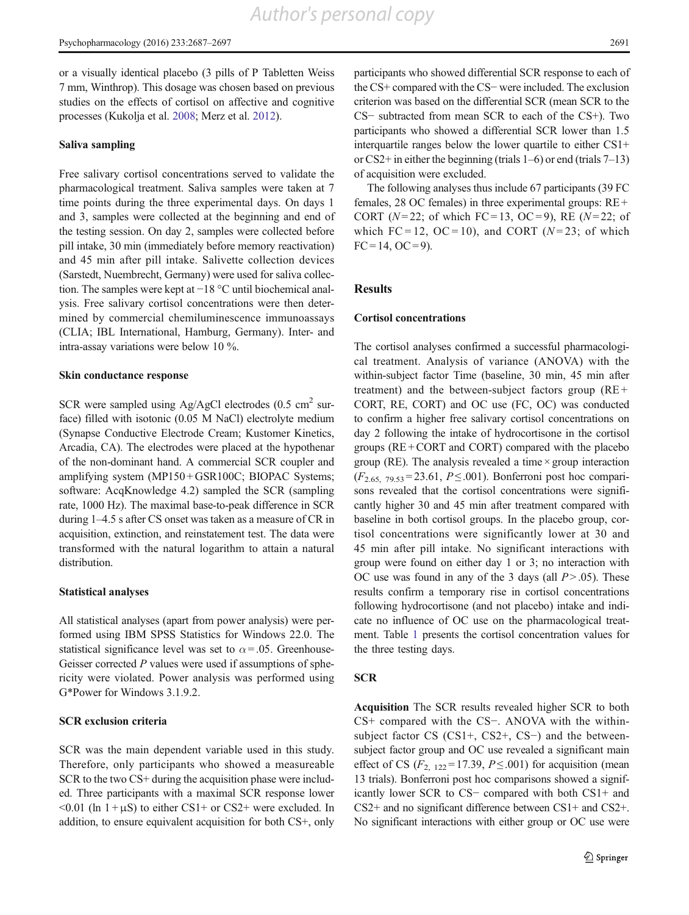or a visually identical placebo (3 pills of P Tabletten Weiss 7 mm, Winthrop). This dosage was chosen based on previous studies on the effects of cortisol on affective and cognitive processes (Kukolja et al. 2008; Merz et al. 2012).

### Saliva sampling

Free salivary cortisol concentrations served to validate the pharmacological treatment. Saliva samples were taken at 7 time points during the three experimental days. On days 1 and 3, samples were collected at the beginning and end of the testing session. On day 2, samples were collected before pill intake, 30 min (immediately before memory reactivation) and 45 min after pill intake. Salivette collection devices (Sarstedt, Nuembrecht, Germany) were used for saliva collection. The samples were kept at −18 °C until biochemical analysis. Free salivary cortisol concentrations were then determined by commercial chemiluminescence immunoassays (CLIA; IBL International, Hamburg, Germany). Inter- and intra-assay variations were below 10 %.

### Skin conductance response

SCR were sampled using Ag/AgCl electrodes (0.5 $cm^2$ surface) filled with isotonic (0.05 M NaCl) electrolyte medium (Synapse Conductive Electrode Cream; Kustomer Kinetics, Arcadia, CA). The electrodes were placed at the hypothenar of the non-dominant hand. A commercial SCR coupler and amplifying system (MP150 + GSR100C; BIOPAC Systems; software: AcqKnowledge 4.2) sampled the SCR (sampling rate, 1000 Hz). The maximal base-to-peak difference in SCR during 1–4.5 s after CS onset was taken as a measure of CR in acquisition, extinction, and reinstatement test. The data were transformed with the natural logarithm to attain a natural distribution.

### Statistical analyses

All statistical analyses (apart from power analysis) were performed using IBM SPSS Statistics for Windows 22.0. The statistical significance level was set to $\alpha = .05$. Greenhouse-Geisser corrected $P$ values were used if assumptions of sphericity were violated. Power analysis was performed using G*Power for Windows 3.1.9.2.

### SCR exclusion criteria

SCR was the main dependent variable used in this study. Therefore, only participants who showed a measureable SCR to the two CS+ during the acquisition phase were included. Three participants with a maximal SCR response lower <0.01 (ln 1 + μS) to either CS1+ or CS2+ were excluded. In addition, to ensure equivalent acquisition for both CS+, only participants who showed differential SCR response to each of the CS+ compared with the CS− were included. The exclusion criterion was based on the differential SCR (mean SCR to the CS− subtracted from mean SCR to each of the CS+). Two participants who showed a differential SCR lower than 1.5 interquartile ranges below the lower quartile to either CS1+ or CS2+ in either the beginning (trials 1–6) or end (trials 7–13) of acquisition were excluded.

The following analyses thus include 67 participants (39 FC females, 28 OC females) in three experimental groups: RE + CORT ($N = 22$; of which FC = 13, OC = 9), RE ($N = 22$; of which FC = 12, OC = 10), and CORT ($N = 23$; of which FC = 14, OC = 9).

## Results

### Cortisol concentrations

The cortisol analyses confirmed a successful pharmacological treatment. Analysis of variance (ANOVA) with the within-subject factor Time (baseline, 30 min, 45 min after treatment) and the between-subject factors group (RE + CORT, RE, CORT) and OC use (FC, OC) was conducted to confirm a higher free salivary cortisol concentrations on day 2 following the intake of hydrocortisone in the cortisol groups (RE + CORT and CORT) compared with the placebo group (RE). The analysis revealed a time × group interaction ($F_{2.65,\ 79.53} = 23.61$, $P \leq .001$). Bonferroni post hoc comparisons revealed that the cortisol concentrations were significantly higher 30 and 45 min after treatment compared with baseline in both cortisol groups. In the placebo group, cortisol concentrations were significantly lower at 30 and 45 min after pill intake. No significant interactions with group were found on either day 1 or 3; no interaction with OC use was found in any of the 3 days (all $P > .05$). These results confirm a temporary rise in cortisol concentrations following hydrocortisone (and not placebo) intake and indicate no influence of OC use on the pharmacological treatment. Table 1 presents the cortisol concentration values for the three testing days.

### SCR

**Acquisition** The SCR results revealed higher SCR to both CS+ compared with the CS−. ANOVA with the within-subject factor CS (CS1+, CS2+, CS−) and the between-subject factor group and OC use revealed a significant main effect of CS ($F_{2,\ 122} = 17.39$, $P \leq .001$) for acquisition (mean 13 trials). Bonferroni post hoc comparisons showed a significantly lower SCR to CS− compared with both CS1+ and CS2+ and no significant difference between CS1+ and CS2+. No significant interactions with either group or OC use were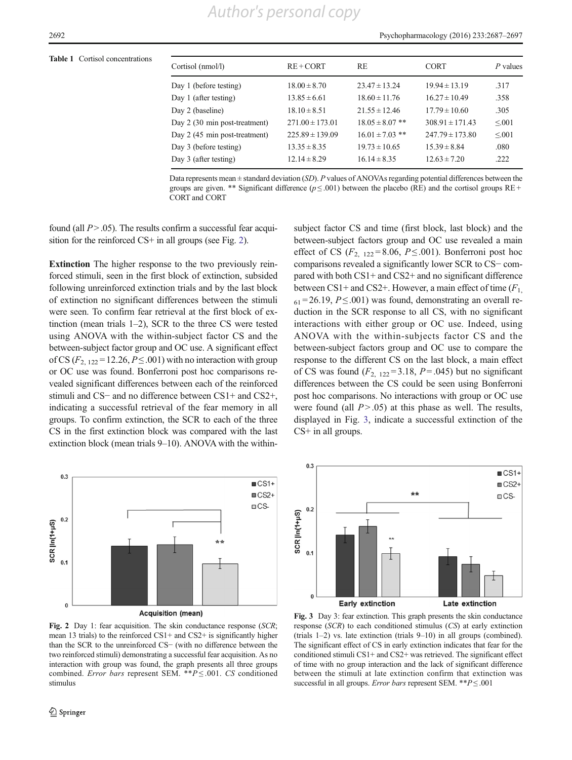**Table 1** Cortisol concentrations

| Cortisol (nmol/l) | RE + CORT | RE | CORT | P values |
|---|---|---|---|---|
| Day 1 (before testing) | 18.00 ± 8.70 | 23.47 ± 13.24 | 19.94 ± 13.19 | .317 |
| Day 1 (after testing) | 13.85 ± 6.61 | 18.60 ± 11.76 | 16.27 ± 10.49 | .358 |
| Day 2 (baseline) | 18.10 ± 8.51 | 21.55 ± 12.46 | 17.79 ± 10.60 | .305 |
| Day 2 (30 min post-treatment) | 271.00 ± 173.01 | 18.05 ± 8.07 ** | 308.91 ± 171.43 | ≤.001 |
| Day 2 (45 min post-treatment) | 225.89 ± 139.09 | 16.01 ± 7.03 ** | 247.79 ± 173.80 | ≤.001 |
| Day 3 (before testing) | 13.35 ± 8.35 | 19.73 ± 10.65 | 15.39 ± 8.84 | .080 |
| Day 3 (after testing) | 12.14 ± 8.29 | 16.14 ± 8.35 | 12.63 ± 7.20 | .222 |

Data represents mean ± standard deviation (*SD*). *P* values of ANOVAs regarding potential differences between the groups are given. ** Significant difference ($p \leq .001$) between the placebo (RE) and the cortisol groups RE + CORT and CORT

found (all $P > .05$). The results confirm a successful fear acquisition for the reinforced CS+ in all groups (see Fig. 2).

**Extinction** The higher response to the two previously reinforced stimuli, seen in the first block of extinction, subsided following unreinforced extinction trials and by the last block of extinction no significant differences between the stimuli were seen. To confirm fear retrieval at the first block of extinction (mean trials 1–2), SCR to the three CS were tested using ANOVA with the within-subject factor CS and the between-subject factor group and OC use. A significant effect of CS ($F_{2,\ 122} = 12.26$, $P \leq .001$) with no interaction with group or OC use was found. Bonferroni post hoc comparisons revealed significant differences between each of the reinforced stimuli and CS− and no difference between CS1+ and CS2+, indicating a successful retrieval of the fear memory in all groups. To confirm extinction, the SCR to each of the three CS in the first extinction block was compared with the last extinction block (mean trials 9–10). ANOVA with the within-subject factor CS and time (first block, last block) and the between-subject factors group and OC use revealed a main effect of CS ($F_{2,\ 122} = 8.06$, $P \leq .001$). Bonferroni post hoc comparisons revealed a significantly lower SCR to CS− compared with both CS1+ and CS2+ and no significant difference between CS1+ and CS2+. However, a main effect of time ($F_{1,\ 61} = 26.19$, $P \leq .001$) was found, demonstrating an overall reduction in the SCR response to all CS, with no significant interactions with either group or OC use. Indeed, using ANOVA with the within-subjects factor CS and the between-subject factors group and OC use to compare the response to the different CS on the last block, a main effect of CS was found ($F_{2,\ 122} = 3.18$, $P = .045$) but no significant differences between the CS could be seen using Bonferroni post hoc comparisons. No interactions with group or OC use were found (all $P > .05$) at this phase as well. The results, displayed in Fig. 3, indicate a successful extinction of the CS+ in all groups.

**Fig. 2** Day 1: fear acquisition. The skin conductance response (*SCR*; mean 13 trials) to the reinforced CS1+ and CS2+ is significantly higher than the SCR to the unreinforced CS− (with no difference between the two reinforced stimuli) demonstrating a successful fear acquisition. As no interaction with group was found, the graph presents all three groups combined. *Error bars* represent SEM. $^{**}P \leq .001$. *CS* conditioned stimulus

**Fig. 3** Day 3: fear extinction. This graph presents the skin conductance response (*SCR*) to each conditioned stimulus (*CS*) at early extinction (trials 1–2) vs. late extinction (trials 9–10) in all groups (combined). The significant effect of CS in early extinction indicates that fear for the conditioned stimuli CS1+ and CS2+ was retrieved. The significant effect of time with no group interaction and the lack of significant difference between the stimuli at late extinction confirm that extinction was successful in all groups. *Error bars* represent SEM. $^{**}P \leq .001$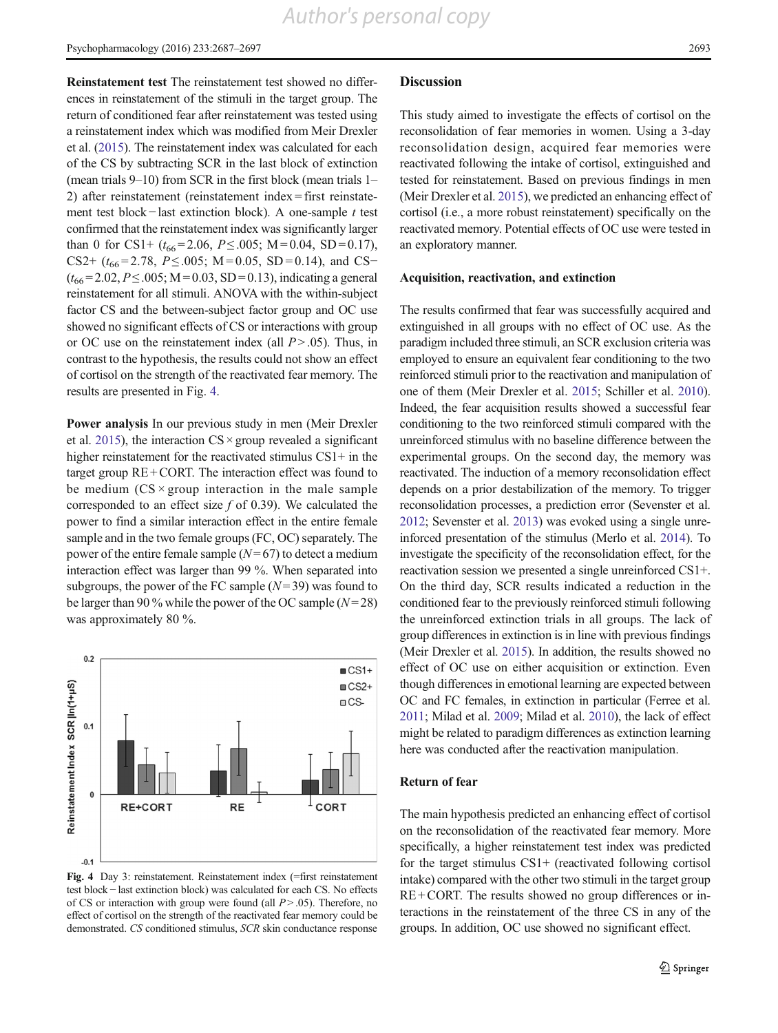**Reinstatement test** The reinstatement test showed no differences in reinstatement of the stimuli in the target group. The return of conditioned fear after reinstatement was tested using a reinstatement index which was modified from Meir Drexler et al. (2015). The reinstatement index was calculated for each of the CS by subtracting SCR in the last block of extinction (mean trials 9–10) from SCR in the first block (mean trials 1–2) after reinstatement (reinstatement index = first reinstatement test block − last extinction block). A one-sample *t* test confirmed that the reinstatement index was significantly larger than 0 for CS1+ ($t_{66} = 2.06$, $P \leq .005$; M = 0.04, SD = 0.17), CS2+ ($t_{66} = 2.78$, $P \leq .005$; M = 0.05, SD = 0.14), and CS− ($t_{66} = 2.02$, $P \leq .005$; M = 0.03, SD = 0.13), indicating a general reinstatement for all stimuli. ANOVA with the within-subject factor CS and the between-subject factor group and OC use showed no significant effects of CS or interactions with group or OC use on the reinstatement index (all $P > .05$). Thus, in contrast to the hypothesis, the results could not show an effect of cortisol on the strength of the reactivated fear memory. The results are presented in Fig. 4.

**Power analysis** In our previous study in men (Meir Drexler et al. 2015), the interaction CS × group revealed a significant higher reinstatement for the reactivated stimulus CS1+ in the target group RE + CORT. The interaction effect was found to be medium (CS × group interaction in the male sample corresponded to an effect size *f* of 0.39). We calculated the power to find a similar interaction effect in the entire female sample and in the two female groups (FC, OC) separately. The power of the entire female sample ($N = 67$) to detect a medium interaction effect was larger than 99 %. When separated into subgroups, the power of the FC sample ($N = 39$) was found to be larger than 90 % while the power of the OC sample ($N = 28$) was approximately 80 %.

**Fig. 4** Day 3: reinstatement. Reinstatement index (=first reinstatement test block − last extinction block) was calculated for each CS. No effects of CS or interaction with group were found (all $P > .05$). Therefore, no effect of cortisol on the strength of the reactivated fear memory could be demonstrated. *CS* conditioned stimulus, *SCR* skin conductance response

## Discussion

This study aimed to investigate the effects of cortisol on the reconsolidation of fear memories in women. Using a 3-day reconsolidation design, acquired fear memories were reactivated following the intake of cortisol, extinguished and tested for reinstatement. Based on previous findings in men (Meir Drexler et al. 2015), we predicted an enhancing effect of cortisol (i.e., a more robust reinstatement) specifically on the reactivated memory. Potential effects of OC use were tested in an exploratory manner.

### Acquisition, reactivation, and extinction

The results confirmed that fear was successfully acquired and extinguished in all groups with no effect of OC use. As the paradigm included three stimuli, an SCR exclusion criteria was employed to ensure an equivalent fear conditioning to the two reinforced stimuli prior to the reactivation and manipulation of one of them (Meir Drexler et al. 2015; Schiller et al. 2010). Indeed, the fear acquisition results showed a successful fear conditioning to the two reinforced stimuli compared with the unreinforced stimulus with no baseline difference between the experimental groups. On the second day, the memory was reactivated. The induction of a memory reconsolidation effect depends on a prior destabilization of the memory. To trigger reconsolidation processes, a prediction error (Sevenster et al. 2012; Sevenster et al. 2013) was evoked using a single unreinforced presentation of the stimulus (Merlo et al. 2014). To investigate the specificity of the reconsolidation effect, for the reactivation session we presented a single unreinforced CS1+. On the third day, SCR results indicated a reduction in the conditioned fear to the previously reinforced stimuli following the unreinforced extinction trials in all groups. The lack of group differences in extinction is in line with previous findings (Meir Drexler et al. 2015). In addition, the results showed no effect of OC use on either acquisition or extinction. Even though differences in emotional learning are expected between OC and FC females, in extinction in particular (Ferree et al. 2011; Milad et al. 2009; Milad et al. 2010), the lack of effect might be related to paradigm differences as extinction learning here was conducted after the reactivation manipulation.

### Return of fear

The main hypothesis predicted an enhancing effect of cortisol on the reconsolidation of the reactivated fear memory. More specifically, a higher reinstatement test index was predicted for the target stimulus CS1+ (reactivated following cortisol intake) compared with the other two stimuli in the target group RE + CORT. The results showed no group differences or interactions in the reinstatement of the three CS in any of the groups. In addition, OC use showed no significant effect.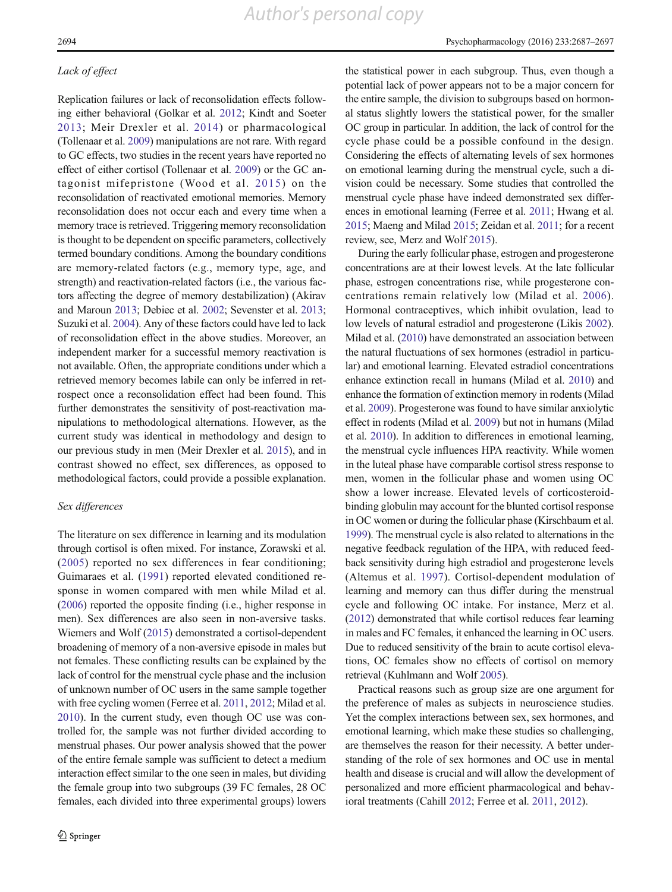*Lack of effect*

Replication failures or lack of reconsolidation effects following either behavioral (Golkar et al. 2012; Kindt and Soeter 2013; Meir Drexler et al. 2014) or pharmacological (Tollenaar et al. 2009) manipulations are not rare. With regard to GC effects, two studies in the recent years have reported no effect of either cortisol (Tollenaar et al. 2009) or the GC antagonist mifepristone (Wood et al. 2015) on the reconsolidation of reactivated emotional memories. Memory reconsolidation does not occur each and every time when a memory trace is retrieved. Triggering memory reconsolidation is thought to be dependent on specific parameters, collectively termed boundary conditions. Among the boundary conditions are memory-related factors (e.g., memory type, age, and strength) and reactivation-related factors (i.e., the various factors affecting the degree of memory destabilization) (Akirav and Maroun 2013; Debiec et al. 2002; Sevenster et al. 2013; Suzuki et al. 2004). Any of these factors could have led to lack of reconsolidation effect in the above studies. Moreover, an independent marker for a successful memory reactivation is not available. Often, the appropriate conditions under which a retrieved memory becomes labile can only be inferred in retrospect once a reconsolidation effect had been found. This further demonstrates the sensitivity of post-reactivation manipulations to methodological alternations. However, as the current study was identical in methodology and design to our previous study in men (Meir Drexler et al. 2015), and in contrast showed no effect, sex differences, as opposed to methodological factors, could provide a possible explanation.

*Sex differences*

The literature on sex difference in learning and its modulation through cortisol is often mixed. For instance, Zorawski et al. (2005) reported no sex differences in fear conditioning; Guimaraes et al. (1991) reported elevated conditioned response in women compared with men while Milad et al. (2006) reported the opposite finding (i.e., higher response in men). Sex differences are also seen in non-aversive tasks. Wiemers and Wolf (2015) demonstrated a cortisol-dependent broadening of memory of a non-aversive episode in males but not females. These conflicting results can be explained by the lack of control for the menstrual cycle phase and the inclusion of unknown number of OC users in the same sample together with free cycling women (Ferree et al. 2011, 2012; Milad et al. 2010). In the current study, even though OC use was controlled for, the sample was not further divided according to menstrual phases. Our power analysis showed that the power of the entire female sample was sufficient to detect a medium interaction effect similar to the one seen in males, but dividing the female group into two subgroups (39 FC females, 28 OC females, each divided into three experimental groups) lowers the statistical power in each subgroup. Thus, even though a potential lack of power appears not to be a major concern for the entire sample, the division to subgroups based on hormonal status slightly lowers the statistical power, for the smaller OC group in particular. In addition, the lack of control for the cycle phase could be a possible confound in the design. Considering the effects of alternating levels of sex hormones on emotional learning during the menstrual cycle, such a division could be necessary. Some studies that controlled the menstrual cycle phase have indeed demonstrated sex differences in emotional learning (Ferree et al. 2011; Hwang et al. 2015; Maeng and Milad 2015; Zeidan et al. 2011; for a recent review, see, Merz and Wolf 2015).

During the early follicular phase, estrogen and progesterone concentrations are at their lowest levels. At the late follicular phase, estrogen concentrations rise, while progesterone concentrations remain relatively low (Milad et al. 2006). Hormonal contraceptives, which inhibit ovulation, lead to low levels of natural estradiol and progesterone (Likis 2002). Milad et al. (2010) have demonstrated an association between the natural fluctuations of sex hormones (estradiol in particular) and emotional learning. Elevated estradiol concentrations enhance extinction recall in humans (Milad et al. 2010) and enhance the formation of extinction memory in rodents (Milad et al. 2009). Progesterone was found to have similar anxiolytic effect in rodents (Milad et al. 2009) but not in humans (Milad et al. 2010). In addition to differences in emotional learning, the menstrual cycle influences HPA reactivity. While women in the luteal phase have comparable cortisol stress response to men, women in the follicular phase and women using OC show a lower increase. Elevated levels of corticosteroid-binding globulin may account for the blunted cortisol response in OC women or during the follicular phase (Kirschbaum et al. 1999). The menstrual cycle is also related to alternations in the negative feedback regulation of the HPA, with reduced feedback sensitivity during high estradiol and progesterone levels (Altemus et al. 1997). Cortisol-dependent modulation of learning and memory can thus differ during the menstrual cycle and following OC intake. For instance, Merz et al. (2012) demonstrated that while cortisol reduces fear learning in males and FC females, it enhanced the learning in OC users. Due to reduced sensitivity of the brain to acute cortisol elevations, OC females show no effects of cortisol on memory retrieval (Kuhlmann and Wolf 2005).

Practical reasons such as group size are one argument for the preference of males as subjects in neuroscience studies. Yet the complex interactions between sex, sex hormones, and emotional learning, which make these studies so challenging, are themselves the reason for their necessity. A better understanding of the role of sex hormones and OC use in mental health and disease is crucial and will allow the development of personalized and more efficient pharmacological and behavioral treatments (Cahill 2012; Ferree et al. 2011, 2012).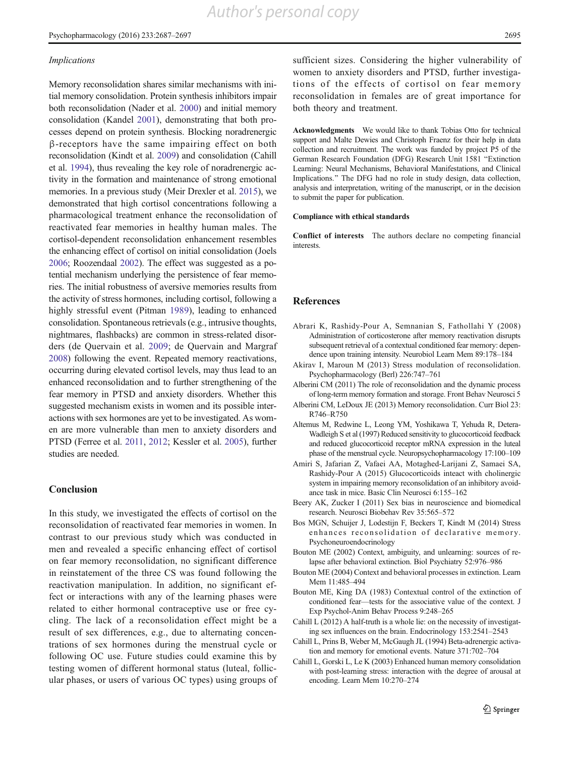*Implications*

Memory reconsolidation shares similar mechanisms with initial memory consolidation. Protein synthesis inhibitors impair both reconsolidation (Nader et al. 2000) and initial memory consolidation (Kandel 2001), demonstrating that both processes depend on protein synthesis. Blocking noradrenergic β-receptors have the same impairing effect on both reconsolidation (Kindt et al. 2009) and consolidation (Cahill et al. 1994), thus revealing the key role of noradrenergic activity in the formation and maintenance of strong emotional memories. In a previous study (Meir Drexler et al. 2015), we demonstrated that high cortisol concentrations following a pharmacological treatment enhance the reconsolidation of reactivated fear memories in healthy human males. The cortisol-dependent reconsolidation enhancement resembles the enhancing effect of cortisol on initial consolidation (Joels 2006; Roozendaal 2002). The effect was suggested as a potential mechanism underlying the persistence of fear memories. The initial robustness of aversive memories results from the activity of stress hormones, including cortisol, following a highly stressful event (Pitman 1989), leading to enhanced consolidation. Spontaneous retrievals (e.g., intrusive thoughts, nightmares, flashbacks) are common in stress-related disorders (de Quervain et al. 2009; de Quervain and Margraf 2008) following the event. Repeated memory reactivations, occurring during elevated cortisol levels, may thus lead to an enhanced reconsolidation and to further strengthening of the fear memory in PTSD and anxiety disorders. Whether this suggested mechanism exists in women and its possible interactions with sex hormones are yet to be investigated. As women are more vulnerable than men to anxiety disorders and PTSD (Ferree et al. 2011, 2012; Kessler et al. 2005), further studies are needed.

## Conclusion

In this study, we investigated the effects of cortisol on the reconsolidation of reactivated fear memories in women. In contrast to our previous study which was conducted in men and revealed a specific enhancing effect of cortisol on fear memory reconsolidation, no significant difference in reinstatement of the three CS was found following the reactivation manipulation. In addition, no significant effect or interactions with any of the learning phases were related to either hormonal contraceptive use or free cycling. The lack of a reconsolidation effect might be a result of sex differences, e.g., due to alternating concentrations of sex hormones during the menstrual cycle or following OC use. Future studies could examine this by testing women of different hormonal status (luteal, follicular phases, or users of various OC types) using groups of sufficient sizes. Considering the higher vulnerability of women to anxiety disorders and PTSD, further investigations of the effects of cortisol on fear memory reconsolidation in females are of great importance for both theory and treatment.

**Acknowledgments** We would like to thank Tobias Otto for technical support and Malte Dewies and Christoph Fraenz for their help in data collection and recruitment. The work was funded by project P5 of the German Research Foundation (DFG) Research Unit 1581 "Extinction Learning: Neural Mechanisms, Behavioral Manifestations, and Clinical Implications." The DFG had no role in study design, data collection, analysis and interpretation, writing of the manuscript, or in the decision to submit the paper for publication.

**Compliance with ethical standards**

**Conflict of interests** The authors declare no competing financial interests.

## References

Abrari K, Rashidy-Pour A, Semnanian S, Fathollahi Y (2008) Administration of corticosterone after memory reactivation disrupts subsequent retrieval of a contextual conditioned fear memory: dependence upon training intensity. Neurobiol Learn Mem 89:178–184

Akirav I, Maroun M (2013) Stress modulation of reconsolidation. Psychopharmacology (Berl) 226:747–761

Alberini CM (2011) The role of reconsolidation and the dynamic process of long-term memory formation and storage. Front Behav Neurosci 5

Alberini CM, LeDoux JE (2013) Memory reconsolidation. Curr Biol 23: R746–R750

Altemus M, Redwine L, Leong YM, Yoshikawa T, Yehuda R, Detera-Wadleigh S et al (1997) Reduced sensitivity to glucocorticoid feedback and reduced glucocorticoid receptor mRNA expression in the luteal phase of the menstrual cycle. Neuropsychopharmacology 17:100–109

Amiri S, Jafarian Z, Vafaei AA, Motaghed-Larijani Z, Samaei SA, Rashidy-Pour A (2015) Glucocorticoids inteact with cholinergic system in impairing memory reconsolidation of an inhibitory avoidance task in mice. Basic Clin Neurosci 6:155–162

Beery AK, Zucker I (2011) Sex bias in neuroscience and biomedical research. Neurosci Biobehav Rev 35:565–572

Bos MGN, Schuijer J, Lodestijn F, Beckers T, Kindt M (2014) Stress enhances reconsolidation of declarative memory. Psychoneuroendocrinology

Bouton ME (2002) Context, ambiguity, and unlearning: sources of relapse after behavioral extinction. Biol Psychiatry 52:976–986

Bouton ME (2004) Context and behavioral processes in extinction. Learn Mem 11:485–494

Bouton ME, King DA (1983) Contextual control of the extinction of conditioned fear—tests for the associative value of the context. J Exp Psychol-Anim Behav Process 9:248–265

Cahill L (2012) A half-truth is a whole lie: on the necessity of investigating sex influences on the brain. Endocrinology 153:2541–2543

Cahill L, Prins B, Weber M, McGaugh JL (1994) Beta-adrenergic activation and memory for emotional events. Nature 371:702–704

Cahill L, Gorski L, Le K (2003) Enhanced human memory consolidation with post-learning stress: interaction with the degree of arousal at encoding. Learn Mem 10:270–274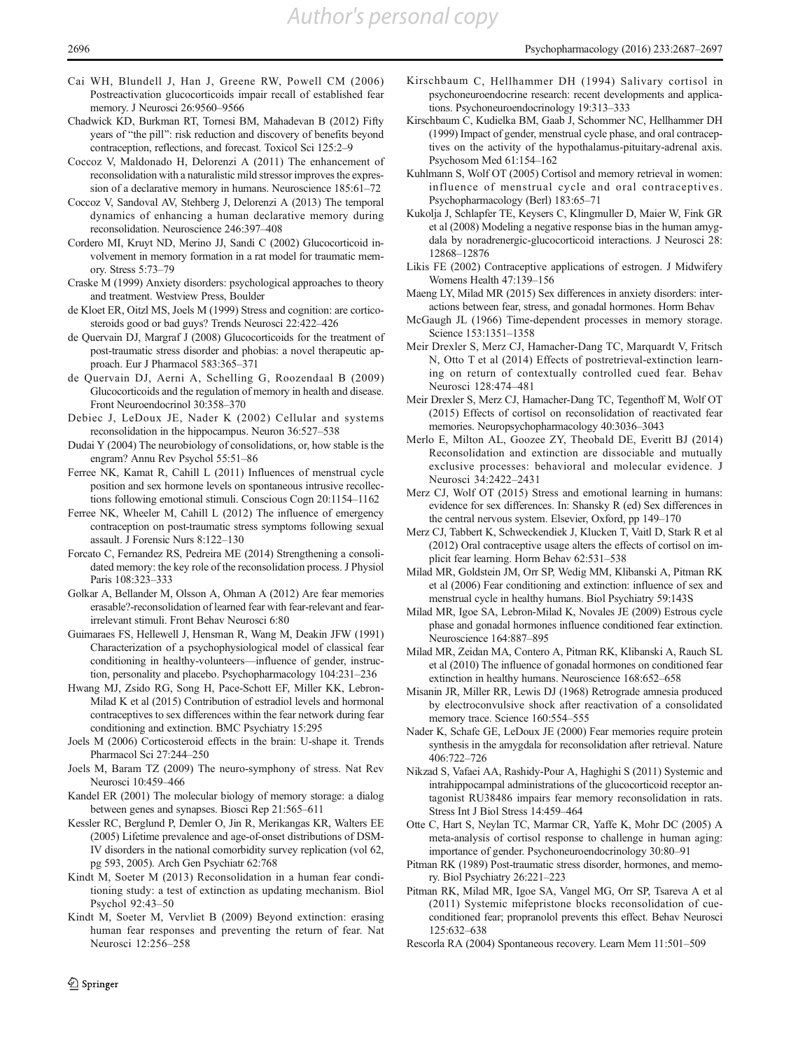Cai WH, Blundell J, Han J, Greene RW, Powell CM (2006) Postreactivation glucocorticoids impair recall of established fear memory. J Neurosci 26:9560–9566

Chadwick KD, Burkman RT, Tornesi BM, Mahadevan B (2012) Fifty years of "the pill": risk reduction and discovery of benefits beyond contraception, reflections, and forecast. Toxicol Sci 125:2–9

Coccoz V, Maldonado H, Delorenzi A (2011) The enhancement of reconsolidation with a naturalistic mild stressor improves the expression of a declarative memory in humans. Neuroscience 185:61–72

Coccoz V, Sandoval AV, Stehberg J, Delorenzi A (2013) The temporal dynamics of enhancing a human declarative memory during reconsolidation. Neuroscience 246:397–408

Cordero MI, Kruyt ND, Merino JJ, Sandi C (2002) Glucocorticoid involvement in memory formation in a rat model for traumatic memory. Stress 5:73–79

Craske M (1999) Anxiety disorders: psychological approaches to theory and treatment. Westview Press, Boulder

de Kloet ER, Oitzl MS, Joels M (1999) Stress and cognition: are corticosteroids good or bad guys? Trends Neurosci 22:422–426

de Quervain DJ, Margraf J (2008) Glucocorticoids for the treatment of post-traumatic stress disorder and phobias: a novel therapeutic approach. Eur J Pharmacol 583:365–371

de Quervain DJ, Aerni A, Schelling G, Roozendaal B (2009) Glucocorticoids and the regulation of memory in health and disease. Front Neuroendocrinol 30:358–370

Debiec J, LeDoux JE, Nader K (2002) Cellular and systems reconsolidation in the hippocampus. Neuron 36:527–538

Dudai Y (2004) The neurobiology of consolidations, or, how stable is the engram? Annu Rev Psychol 55:51–86

Ferree NK, Kamat R, Cahill L (2011) Influences of menstrual cycle position and sex hormone levels on spontaneous intrusive recollections following emotional stimuli. Conscious Cogn 20:1154–1162

Ferree NK, Wheeler M, Cahill L (2012) The influence of emergency contraception on post-traumatic stress symptoms following sexual assault. J Forensic Nurs 8:122–130

Forcato C, Fernandez RS, Pedreira ME (2014) Strengthening a consolidated memory: the key role of the reconsolidation process. J Physiol Paris 108:323–333

Golkar A, Bellander M, Olsson A, Ohman A (2012) Are fear memories erasable?-reconsolidation of learned fear with fear-relevant and fear-irrelevant stimuli. Front Behav Neurosci 6:80

Guimaraes FS, Hellewell J, Hensman R, Wang M, Deakin JFW (1991) Characterization of a psychophysiological model of classical fear conditioning in healthy-volunteers—influence of gender, instruction, personality and placebo. Psychopharmacology 104:231–236

Hwang MJ, Zsido RG, Song H, Pace-Schott EF, Miller KK, Lebron-Milad K et al (2015) Contribution of estradiol levels and hormonal contraceptives to sex differences within the fear network during fear conditioning and extinction. BMC Psychiatry 15:295

Joels M (2006) Corticosteroid effects in the brain: U-shape it. Trends Pharmacol Sci 27:244–250

Joels M, Baram TZ (2009) The neuro-symphony of stress. Nat Rev Neurosci 10:459–466

Kandel ER (2001) The molecular biology of memory storage: a dialog between genes and synapses. Biosci Rep 21:565–611

Kessler RC, Berglund P, Demler O, Jin R, Merikangas KR, Walters EE (2005) Lifetime prevalence and age-of-onset distributions of DSM-IV disorders in the national comorbidity survey replication (vol 62, pg 593, 2005). Arch Gen Psychiatr 62:768

Kindt M, Soeter M (2013) Reconsolidation in a human fear conditioning study: a test of extinction as updating mechanism. Biol Psychol 92:43–50

Kindt M, Soeter M, Vervliet B (2009) Beyond extinction: erasing human fear responses and preventing the return of fear. Nat Neurosci 12:256–258

Kirschbaum C, Hellhammer DH (1994) Salivary cortisol in psychoneuroendocrine research: recent developments and applications. Psychoneuroendocrinology 19:313–333

Kirschbaum C, Kudielka BM, Gaab J, Schommer NC, Hellhammer DH (1999) Impact of gender, menstrual cycle phase, and oral contraceptives on the activity of the hypothalamus-pituitary-adrenal axis. Psychosom Med 61:154–162

Kuhlmann S, Wolf OT (2005) Cortisol and memory retrieval in women: influence of menstrual cycle and oral contraceptives. Psychopharmacology (Berl) 183:65–71

Kukolja J, Schlapfer TE, Keysers C, Klingmuller D, Maier W, Fink GR et al (2008) Modeling a negative response bias in the human amygdala by noradrenergic-glucocorticoid interactions. J Neurosci 28: 12868–12876

Likis FE (2002) Contraceptive applications of estrogen. J Midwifery Womens Health 47:139–156

Maeng LY, Milad MR (2015) Sex differences in anxiety disorders: interactions between fear, stress, and gonadal hormones. Horm Behav

McGaugh JL (1966) Time-dependent processes in memory storage. Science 153:1351–1358

Meir Drexler S, Merz CJ, Hamacher-Dang TC, Marquardt V, Fritsch N, Otto T et al (2014) Effects of postretrieval-extinction learning on return of contextually controlled cued fear. Behav Neurosci 128:474–481

Meir Drexler S, Merz CJ, Hamacher-Dang TC, Tegenthoff M, Wolf OT (2015) Effects of cortisol on reconsolidation of reactivated fear memories. Neuropsychopharmacology 40:3036–3043

Merlo E, Milton AL, Goozee ZY, Theobald DE, Everitt BJ (2014) Reconsolidation and extinction are dissociable and mutually exclusive processes: behavioral and molecular evidence. J Neurosci 34:2422–2431

Merz CJ, Wolf OT (2015) Stress and emotional learning in humans: evidence for sex differences. In: Shansky R (ed) Sex differences in the central nervous system. Elsevier, Oxford, pp 149–170

Merz CJ, Tabbert K, Schweckendiek J, Klucken T, Vaitl D, Stark R et al (2012) Oral contraceptive usage alters the effects of cortisol on implicit fear learning. Horm Behav 62:531–538

Milad MR, Goldstein JM, Orr SP, Wedig MM, Klibanski A, Pitman RK et al (2006) Fear conditioning and extinction: influence of sex and menstrual cycle in healthy humans. Biol Psychiatry 59:143S

Milad MR, Igoe SA, Lebron-Milad K, Novales JE (2009) Estrous cycle phase and gonadal hormones influence conditioned fear extinction. Neuroscience 164:887–895

Milad MR, Zeidan MA, Contero A, Pitman RK, Klibanski A, Rauch SL et al (2010) The influence of gonadal hormones on conditioned fear extinction in healthy humans. Neuroscience 168:652–658

Misanin JR, Miller RR, Lewis DJ (1968) Retrograde amnesia produced by electroconvulsive shock after reactivation of a consolidated memory trace. Science 160:554–555

Nader K, Schafe GE, LeDoux JE (2000) Fear memories require protein synthesis in the amygdala for reconsolidation after retrieval. Nature 406:722–726

Nikzad S, Vafaei AA, Rashidy-Pour A, Haghighi S (2011) Systemic and intrahippocampal administrations of the glucocorticoid receptor antagonist RU38486 impairs fear memory reconsolidation in rats. Stress Int J Biol Stress 14:459–464

Otte C, Hart S, Neylan TC, Marmar CR, Yaffe K, Mohr DC (2005) A meta-analysis of cortisol response to challenge in human aging: importance of gender. Psychoneuroendocrinology 30:80–91

Pitman RK (1989) Post-traumatic stress disorder, hormones, and memory. Biol Psychiatry 26:221–223

Pitman RK, Milad MR, Igoe SA, Vangel MG, Orr SP, Tsareva A et al (2011) Systemic mifepristone blocks reconsolidation of cue-conditioned fear; propranolol prevents this effect. Behav Neurosci 125:632–638

Rescorla RA (2004) Spontaneous recovery. Learn Mem 11:501–509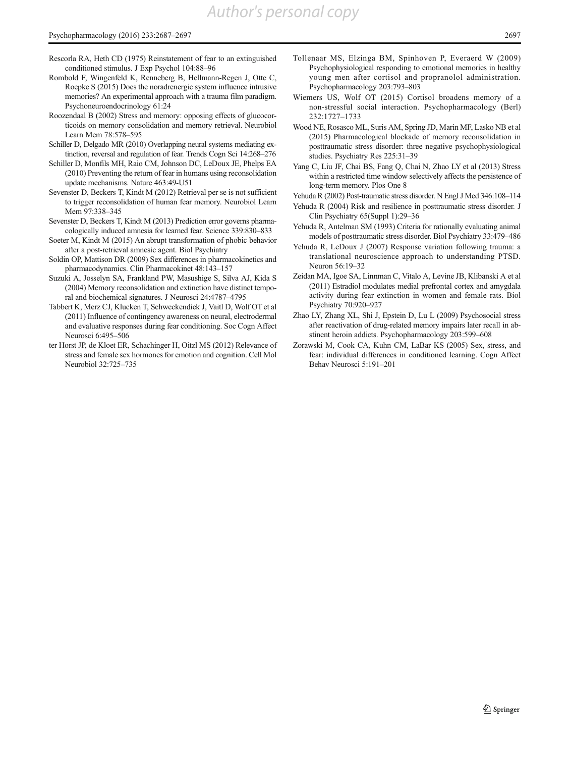Rescorla RA, Heth CD (1975) Reinstatement of fear to an extinguished conditioned stimulus. J Exp Psychol 104:88–96

Rombold F, Wingenfeld K, Renneberg B, Hellmann-Regen J, Otte C, Roepke S (2015) Does the noradrenergic system influence intrusive memories? An experimental approach with a trauma film paradigm. Psychoneuroendocrinology 61:24

Roozendaal B (2002) Stress and memory: opposing effects of glucocorticoids on memory consolidation and memory retrieval. Neurobiol Learn Mem 78:578–595

Schiller D, Delgado MR (2010) Overlapping neural systems mediating extinction, reversal and regulation of fear. Trends Cogn Sci 14:268–276

Schiller D, Monfils MH, Raio CM, Johnson DC, LeDoux JE, Phelps EA (2010) Preventing the return of fear in humans using reconsolidation update mechanisms. Nature 463:49-U51

Sevenster D, Beckers T, Kindt M (2012) Retrieval per se is not sufficient to trigger reconsolidation of human fear memory. Neurobiol Learn Mem 97:338–345

Sevenster D, Beckers T, Kindt M (2013) Prediction error governs pharmacologically induced amnesia for learned fear. Science 339:830–833

Soeter M, Kindt M (2015) An abrupt transformation of phobic behavior after a post-retrieval amnesic agent. Biol Psychiatry

Soldin OP, Mattison DR (2009) Sex differences in pharmacokinetics and pharmacodynamics. Clin Pharmacokinet 48:143–157

Suzuki A, Josselyn SA, Frankland PW, Masushige S, Silva AJ, Kida S (2004) Memory reconsolidation and extinction have distinct temporal and biochemical signatures. J Neurosci 24:4787–4795

Tabbert K, Merz CJ, Klucken T, Schweckendiek J, Vaitl D, Wolf OT et al (2011) Influence of contingency awareness on neural, electrodermal and evaluative responses during fear conditioning. Soc Cogn Affect Neurosci 6:495–506

ter Horst JP, de Kloet ER, Schachinger H, Oitzl MS (2012) Relevance of stress and female sex hormones for emotion and cognition. Cell Mol Neurobiol 32:725–735

Tollenaar MS, Elzinga BM, Spinhoven P, Everaerd W (2009) Psychophysiological responding to emotional memories in healthy young men after cortisol and propranolol administration. Psychopharmacology 203:793–803

Wiemers US, Wolf OT (2015) Cortisol broadens memory of a non-stressful social interaction. Psychopharmacology (Berl) 232:1727–1733

Wood NE, Rosasco ML, Suris AM, Spring JD, Marin MF, Lasko NB et al (2015) Pharmacological blockade of memory reconsolidation in posttraumatic stress disorder: three negative psychophysiological studies. Psychiatry Res 225:31–39

Yang C, Liu JF, Chai BS, Fang Q, Chai N, Zhao LY et al (2013) Stress within a restricted time window selectively affects the persistence of long-term memory. Plos One 8

Yehuda R (2002) Post-traumatic stress disorder. N Engl J Med 346:108–114

Yehuda R (2004) Risk and resilience in posttraumatic stress disorder. J Clin Psychiatry 65(Suppl 1):29–36

Yehuda R, Antelman SM (1993) Criteria for rationally evaluating animal models of posttraumatic stress disorder. Biol Psychiatry 33:479–486

Yehuda R, LeDoux J (2007) Response variation following trauma: a translational neuroscience approach to understanding PTSD. Neuron 56:19–32

Zeidan MA, Igoe SA, Linnman C, Vitalo A, Levine JB, Klibanski A et al (2011) Estradiol modulates medial prefrontal cortex and amygdala activity during fear extinction in women and female rats. Biol Psychiatry 70:920–927

Zhao LY, Zhang XL, Shi J, Epstein D, Lu L (2009) Psychosocial stress after reactivation of drug-related memory impairs later recall in abstinent heroin addicts. Psychopharmacology 203:599–608

Zorawski M, Cook CA, Kuhn CM, LaBar KS (2005) Sex, stress, and fear: individual differences in conditioned learning. Cogn Affect Behav Neurosci 5:191–201